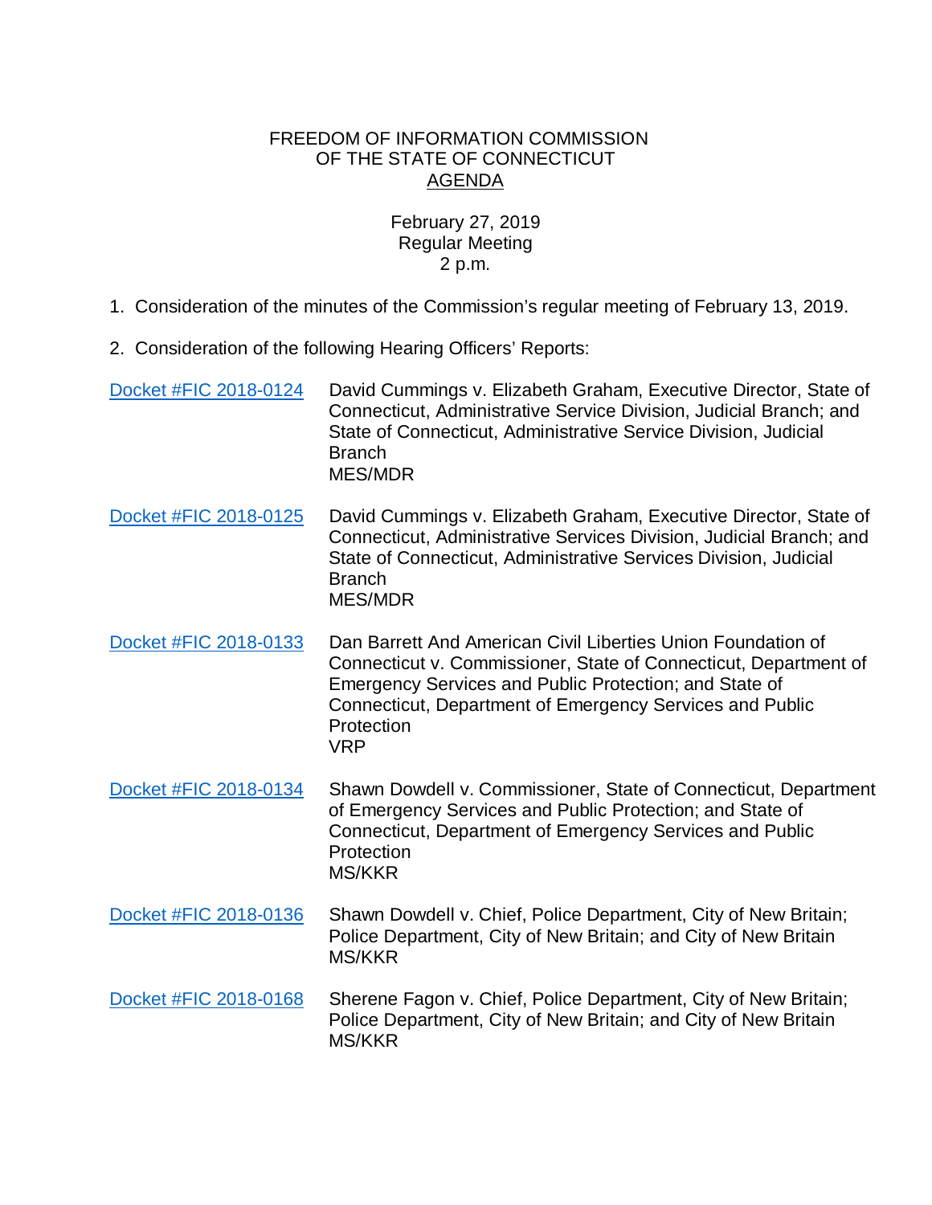FREEDOM OF INFORMATION COMMISSION
OF THE STATE OF CONNECTICUT
AGENDA

February 27, 2019
Regular Meeting
2 p.m.

1. Consideration of the minutes of the Commission's regular meeting of February 13, 2019.

2. Consideration of the following Hearing Officers' Reports:

Docket #FIC 2018-0124 — David Cummings v. Elizabeth Graham, Executive Director, State of Connecticut, Administrative Service Division, Judicial Branch; and State of Connecticut, Administrative Service Division, Judicial Branch
MES/MDR

Docket #FIC 2018-0125 — David Cummings v. Elizabeth Graham, Executive Director, State of Connecticut, Administrative Services Division, Judicial Branch; and State of Connecticut, Administrative Services Division, Judicial Branch
MES/MDR

Docket #FIC 2018-0133 — Dan Barrett And American Civil Liberties Union Foundation of Connecticut v. Commissioner, State of Connecticut, Department of Emergency Services and Public Protection; and State of Connecticut, Department of Emergency Services and Public Protection
VRP

Docket #FIC 2018-0134 — Shawn Dowdell v. Commissioner, State of Connecticut, Department of Emergency Services and Public Protection; and State of Connecticut, Department of Emergency Services and Public Protection
MS/KKR

Docket #FIC 2018-0136 — Shawn Dowdell v. Chief, Police Department, City of New Britain; Police Department, City of New Britain; and City of New Britain
MS/KKR

Docket #FIC 2018-0168 — Sherene Fagon v. Chief, Police Department, City of New Britain; Police Department, City of New Britain; and City of New Britain
MS/KKR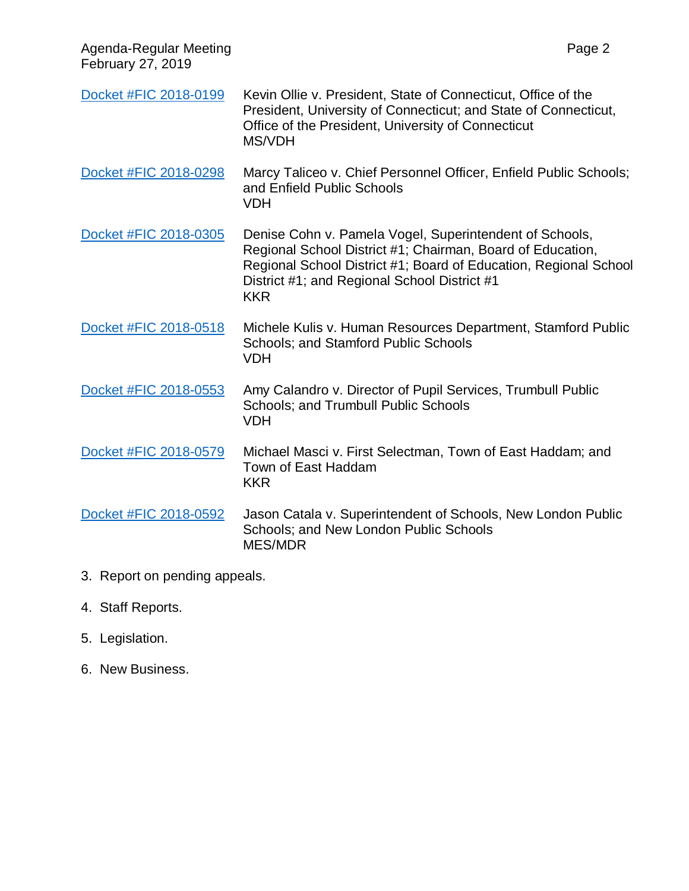| | |
|---|---|
| Docket #FIC 2018-0199 | Kevin Ollie v. President, State of Connecticut, Office of the President, University of Connecticut; and State of Connecticut, Office of the President, University of Connecticut<br>MS/VDH |
| Docket #FIC 2018-0298 | Marcy Taliceo v. Chief Personnel Officer, Enfield Public Schools; and Enfield Public Schools<br>VDH |
| Docket #FIC 2018-0305 | Denise Cohn v. Pamela Vogel, Superintendent of Schools, Regional School District #1; Chairman, Board of Education, Regional School District #1; Board of Education, Regional School District #1; and Regional School District #1<br>KKR |
| Docket #FIC 2018-0518 | Michele Kulis v. Human Resources Department, Stamford Public Schools; and Stamford Public Schools<br>VDH |
| Docket #FIC 2018-0553 | Amy Calandro v. Director of Pupil Services, Trumbull Public Schools; and Trumbull Public Schools<br>VDH |
| Docket #FIC 2018-0579 | Michael Masci v. First Selectman, Town of East Haddam; and Town of East Haddam<br>KKR |
| Docket #FIC 2018-0592 | Jason Catala v. Superintendent of Schools, New London Public Schools; and New London Public Schools<br>MES/MDR |

3. Report on pending appeals.

4. Staff Reports.

5. Legislation.

6. New Business.